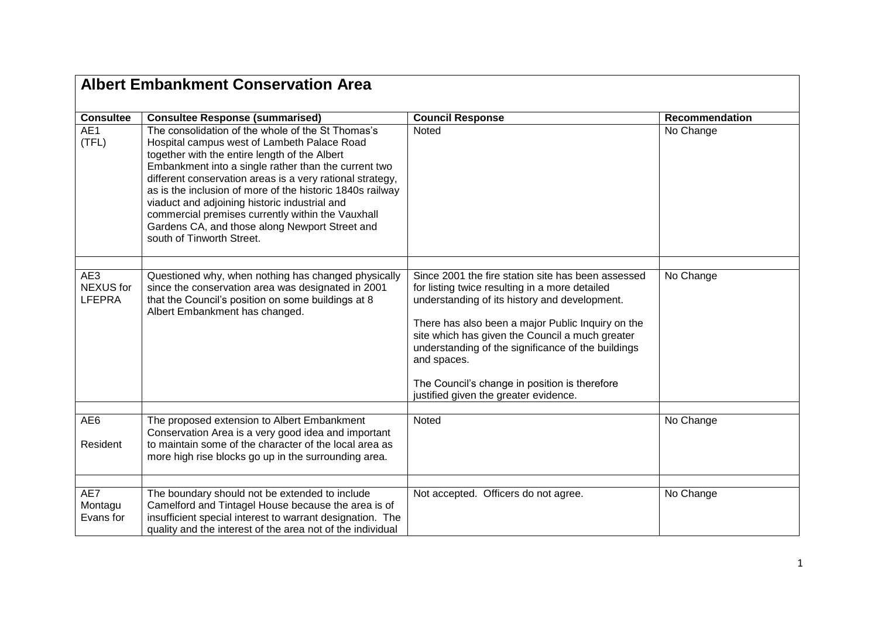## Albert Embankment Conservation Area

| Consultee | Consultee Response (summarised) | Council Response | Recommendation |
|---|---|---|---|
| AE1 (TFL) | The consolidation of the whole of the St Thomas's Hospital campus west of Lambeth Palace Road together with the entire length of the Albert Embankment into a single rather than the current two different conservation areas is a very rational strategy, as is the inclusion of more of the historic 1840s railway viaduct and adjoining historic industrial and commercial premises currently within the Vauxhall Gardens CA, and those along Newport Street and south of Tinworth Street. | Noted | No Change |
| | | | |
| AE3 NEXUS for LFEPRA | Questioned why, when nothing has changed physically since the conservation area was designated in 2001 that the Council's position on some buildings at 8 Albert Embankment has changed. | Since 2001 the fire station site has been assessed for listing twice resulting in a more detailed understanding of its history and development.<br><br>There has also been a major Public Inquiry on the site which has given the Council a much greater understanding of the significance of the buildings and spaces.<br><br>The Council's change in position is therefore justified given the greater evidence. | No Change |
| | | | |
| AE6 Resident | The proposed extension to Albert Embankment Conservation Area is a very good idea and important to maintain some of the character of the local area as more high rise blocks go up in the surrounding area. | Noted | No Change |
| | | | |
| AE7 Montagu Evans for | The boundary should not be extended to include Camelford and Tintagel House because the area is of insufficient special interest to warrant designation. The quality and the interest of the area not of the individual | Not accepted. Officers do not agree. | No Change |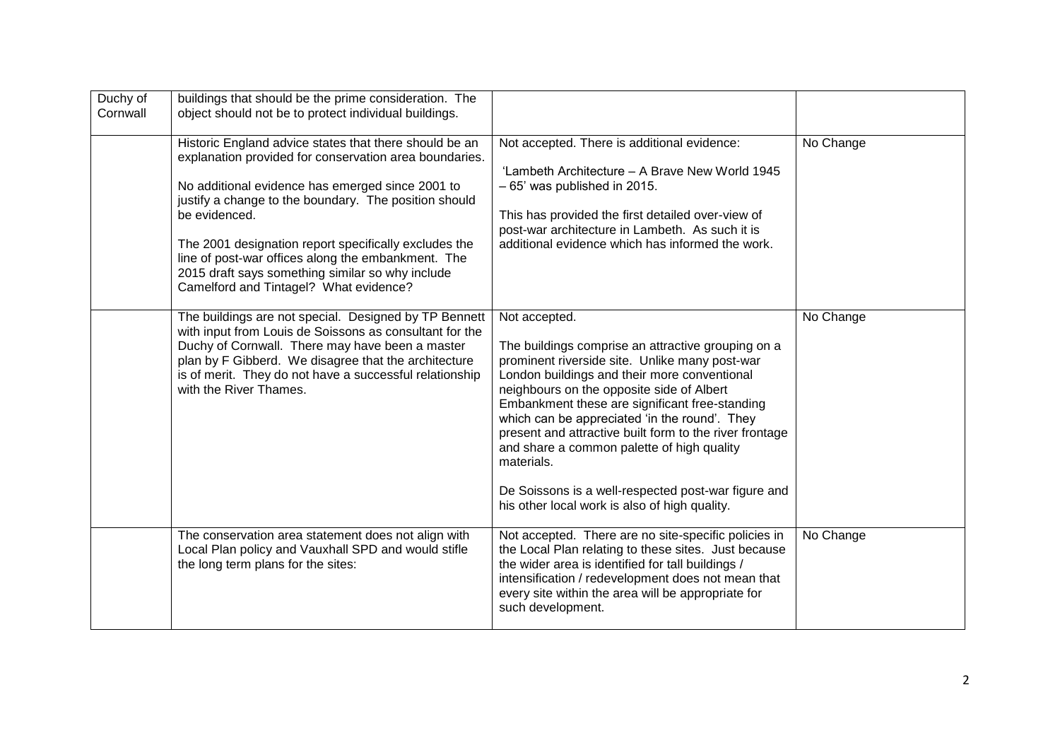| | | | |
|---|---|---|---|
| Duchy of Cornwall | buildings that should be the prime consideration. The object should not be to protect individual buildings. | | |
| | Historic England advice states that there should be an explanation provided for conservation area boundaries.<br><br>No additional evidence has emerged since 2001 to justify a change to the boundary. The position should be evidenced.<br><br>The 2001 designation report specifically excludes the line of post-war offices along the embankment. The 2015 draft says something similar so why include Camelford and Tintagel? What evidence? | Not accepted. There is additional evidence:<br><br>'Lambeth Architecture – A Brave New World 1945 – 65' was published in 2015.<br><br>This has provided the first detailed over-view of post-war architecture in Lambeth. As such it is additional evidence which has informed the work. | No Change |
| | The buildings are not special. Designed by TP Bennett with input from Louis de Soissons as consultant for the Duchy of Cornwall. There may have been a master plan by F Gibberd. We disagree that the architecture is of merit. They do not have a successful relationship with the River Thames. | Not accepted.<br><br>The buildings comprise an attractive grouping on a prominent riverside site. Unlike many post-war London buildings and their more conventional neighbours on the opposite side of Albert Embankment these are significant free-standing which can be appreciated 'in the round'. They present and attractive built form to the river frontage and share a common palette of high quality materials.<br><br>De Soissons is a well-respected post-war figure and his other local work is also of high quality. | No Change |
| | The conservation area statement does not align with Local Plan policy and Vauxhall SPD and would stifle the long term plans for the sites: | Not accepted. There are no site-specific policies in the Local Plan relating to these sites. Just because the wider area is identified for tall buildings / intensification / redevelopment does not mean that every site within the area will be appropriate for such development. | No Change |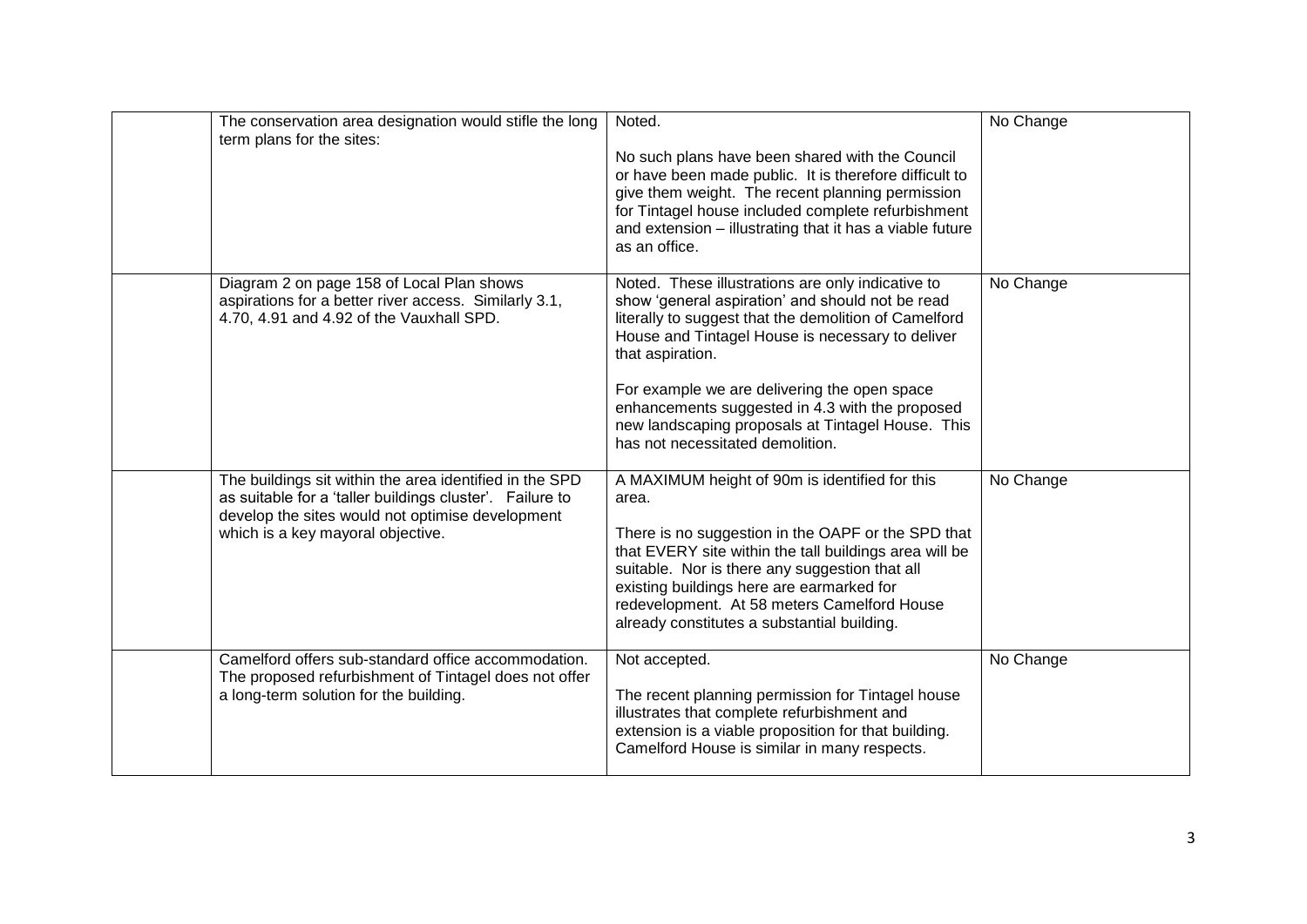| | | | |
|---|---|---|---|
| | The conservation area designation would stifle the long term plans for the sites: | Noted.<br><br>No such plans have been shared with the Council or have been made public. It is therefore difficult to give them weight. The recent planning permission for Tintagel house included complete refurbishment and extension – illustrating that it has a viable future as an office. | No Change |
| | Diagram 2 on page 158 of Local Plan shows aspirations for a better river access. Similarly 3.1, 4.70, 4.91 and 4.92 of the Vauxhall SPD. | Noted. These illustrations are only indicative to show 'general aspiration' and should not be read literally to suggest that the demolition of Camelford House and Tintagel House is necessary to deliver that aspiration.<br><br>For example we are delivering the open space enhancements suggested in 4.3 with the proposed new landscaping proposals at Tintagel House. This has not necessitated demolition. | No Change |
| | The buildings sit within the area identified in the SPD as suitable for a 'taller buildings cluster'. Failure to develop the sites would not optimise development which is a key mayoral objective. | A MAXIMUM height of 90m is identified for this area.<br><br>There is no suggestion in the OAPF or the SPD that that EVERY site within the tall buildings area will be suitable. Nor is there any suggestion that all existing buildings here are earmarked for redevelopment. At 58 meters Camelford House already constitutes a substantial building. | No Change |
| | Camelford offers sub-standard office accommodation. The proposed refurbishment of Tintagel does not offer a long-term solution for the building. | Not accepted.<br><br>The recent planning permission for Tintagel house illustrates that complete refurbishment and extension is a viable proposition for that building. Camelford House is similar in many respects. | No Change |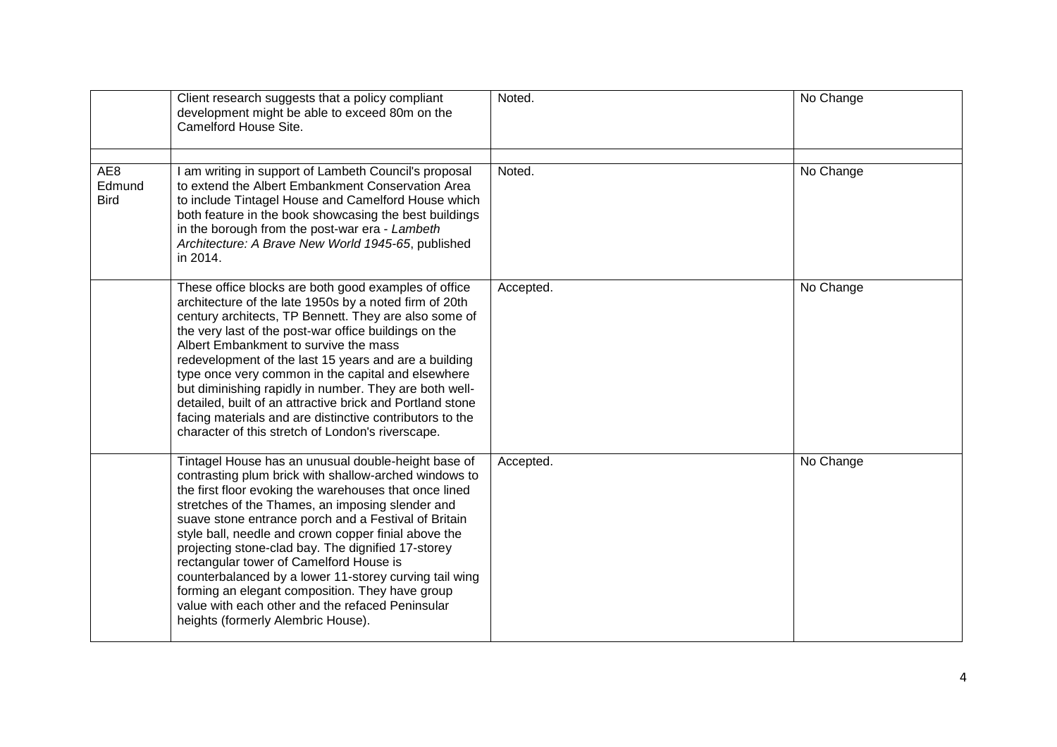|  |  |  |  |
|---|---|---|---|
|  | Client research suggests that a policy compliant development might be able to exceed 80m on the Camelford House Site. | Noted. | No Change |
|  |  |  |  |
| AE8 Edmund Bird | I am writing in support of Lambeth Council's proposal to extend the Albert Embankment Conservation Area to include Tintagel House and Camelford House which both feature in the book showcasing the best buildings in the borough from the post-war era - *Lambeth Architecture: A Brave New World 1945-65*, published in 2014. | Noted. | No Change |
|  | These office blocks are both good examples of office architecture of the late 1950s by a noted firm of 20th century architects, TP Bennett. They are also some of the very last of the post-war office buildings on the Albert Embankment to survive the mass redevelopment of the last 15 years and are a building type once very common in the capital and elsewhere but diminishing rapidly in number. They are both well-detailed, built of an attractive brick and Portland stone facing materials and are distinctive contributors to the character of this stretch of London's riverscape. | Accepted. | No Change |
|  | Tintagel House has an unusual double-height base of contrasting plum brick with shallow-arched windows to the first floor evoking the warehouses that once lined stretches of the Thames, an imposing slender and suave stone entrance porch and a Festival of Britain style ball, needle and crown copper finial above the projecting stone-clad bay. The dignified 17-storey rectangular tower of Camelford House is counterbalanced by a lower 11-storey curving tail wing forming an elegant composition. They have group value with each other and the refaced Peninsular heights (formerly Alembric House). | Accepted. | No Change |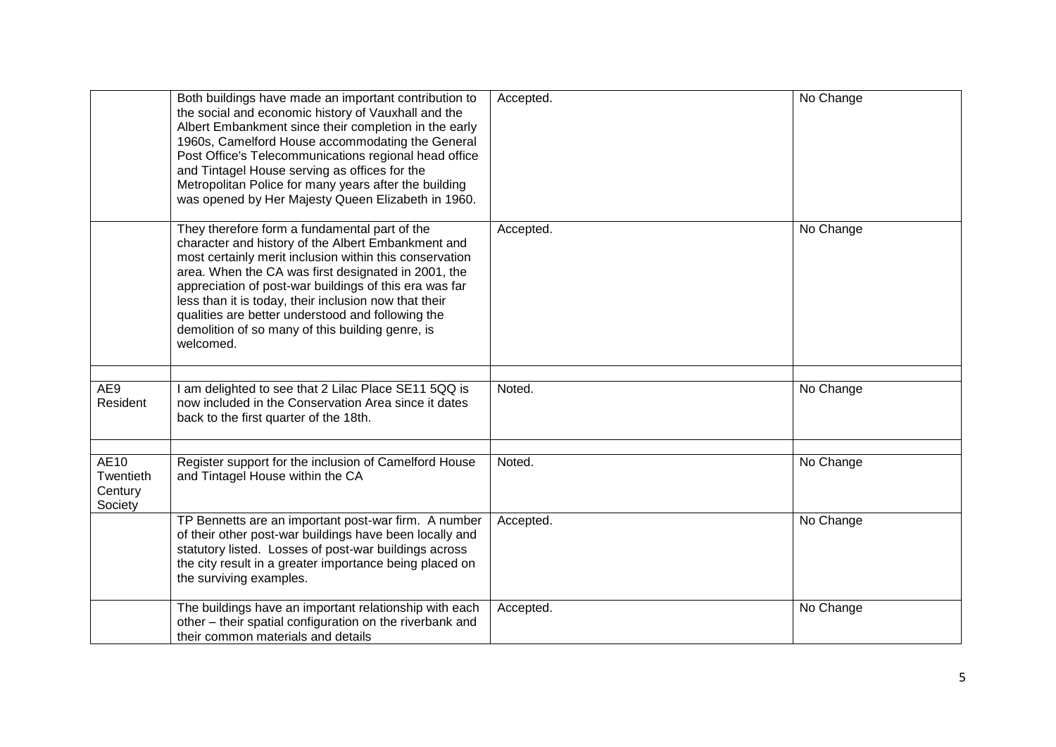| | | | |
|---|---|---|---|
| | Both buildings have made an important contribution to the social and economic history of Vauxhall and the Albert Embankment since their completion in the early 1960s, Camelford House accommodating the General Post Office's Telecommunications regional head office and Tintagel House serving as offices for the Metropolitan Police for many years after the building was opened by Her Majesty Queen Elizabeth in 1960. | Accepted. | No Change |
| | They therefore form a fundamental part of the character and history of the Albert Embankment and most certainly merit inclusion within this conservation area. When the CA was first designated in 2001, the appreciation of post-war buildings of this era was far less than it is today, their inclusion now that their qualities are better understood and following the demolition of so many of this building genre, is welcomed. | Accepted. | No Change |
| | | | |
| AE9 Resident | I am delighted to see that 2 Lilac Place SE11 5QQ is now included in the Conservation Area since it dates back to the first quarter of the 18th. | Noted. | No Change |
| | | | |
| AE10 Twentieth Century Society | Register support for the inclusion of Camelford House and Tintagel House within the CA | Noted. | No Change |
| | TP Bennetts are an important post-war firm. A number of their other post-war buildings have been locally and statutory listed. Losses of post-war buildings across the city result in a greater importance being placed on the surviving examples. | Accepted. | No Change |
| | The buildings have an important relationship with each other – their spatial configuration on the riverbank and their common materials and details | Accepted. | No Change |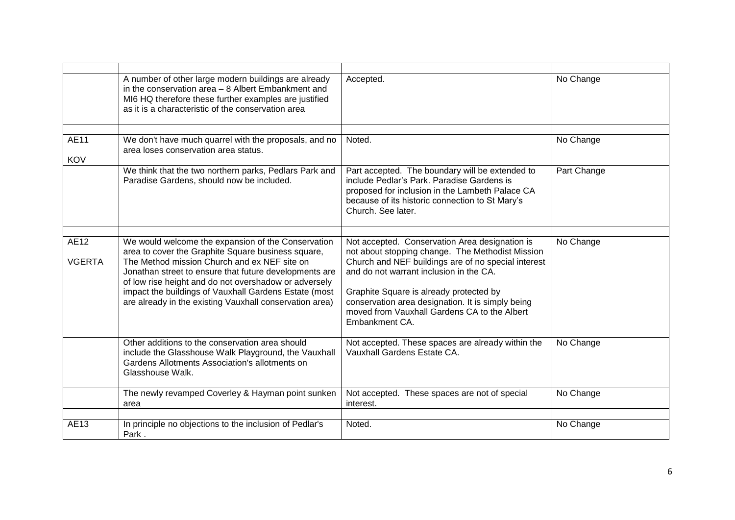| | | | |
|---|---|---|---|
| | A number of other large modern buildings are already in the conservation area – 8 Albert Embankment and MI6 HQ therefore these further examples are justified as it is a characteristic of the conservation area | Accepted. | No Change |
| | | | |
| AE11<br>KOV | We don't have much quarrel with the proposals, and no area loses conservation area status. | Noted. | No Change |
| | We think that the two northern parks, Pedlars Park and Paradise Gardens, should now be included. | Part accepted. The boundary will be extended to include Pedlar's Park. Paradise Gardens is proposed for inclusion in the Lambeth Palace CA because of its historic connection to St Mary's Church. See later. | Part Change |
| | | | |
| AE12<br>VGERTA | We would welcome the expansion of the Conservation area to cover the Graphite Square business square, The Method mission Church and ex NEF site on Jonathan street to ensure that future developments are of low rise height and do not overshadow or adversely impact the buildings of Vauxhall Gardens Estate (most are already in the existing Vauxhall conservation area) | Not accepted. Conservation Area designation is not about stopping change. The Methodist Mission Church and NEF buildings are of no special interest and do not warrant inclusion in the CA.<br><br>Graphite Square is already protected by conservation area designation. It is simply being moved from Vauxhall Gardens CA to the Albert Embankment CA. | No Change |
| | Other additions to the conservation area should include the Glasshouse Walk Playground, the Vauxhall Gardens Allotments Association's allotments on Glasshouse Walk. | Not accepted. These spaces are already within the Vauxhall Gardens Estate CA. | No Change |
| | The newly revamped Coverley & Hayman point sunken area | Not accepted. These spaces are not of special interest. | No Change |
| | | | |
| AE13 | In principle no objections to the inclusion of Pedlar's Park . | Noted. | No Change |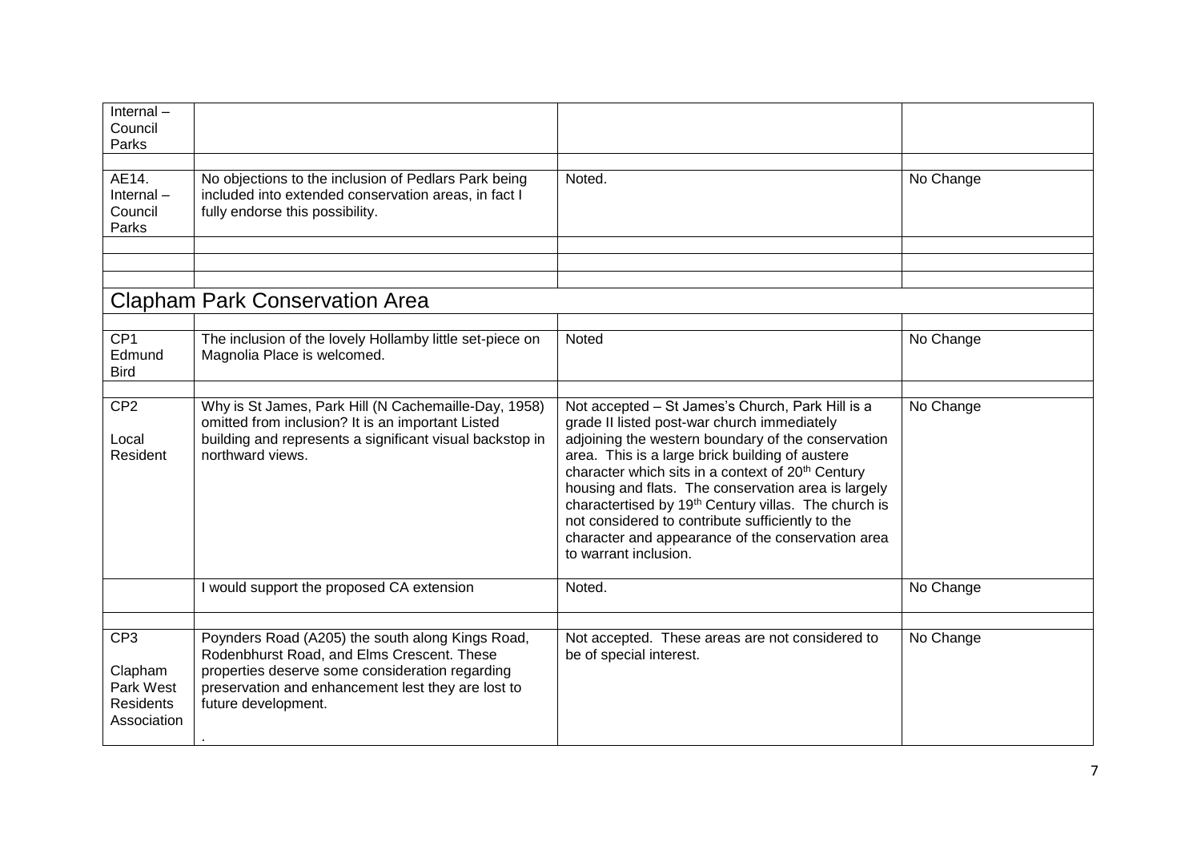| | | | |
|---|---|---|---|
| Internal – Council Parks | | | |
| | | | |
| AE14. Internal – Council Parks | No objections to the inclusion of Pedlars Park being included into extended conservation areas, in fact I fully endorse this possibility. | Noted. | No Change |
| | | | |
| | | | |
| | | | |

## Clapham Park Conservation Area

| | | | |
|---|---|---|---|
| CP1 Edmund Bird | The inclusion of the lovely Hollamby little set-piece on Magnolia Place is welcomed. | Noted | No Change |
| | | | |
| CP2<br><br>Local Resident | Why is St James, Park Hill (N Cachemaille-Day, 1958) omitted from inclusion? It is an important Listed building and represents a significant visual backstop in northward views. | Not accepted – St James's Church, Park Hill is a grade II listed post-war church immediately adjoining the western boundary of the conservation area. This is a large brick building of austere character which sits in a context of 20th Century housing and flats. The conservation area is largely charactertised by 19th Century villas. The church is not considered to contribute sufficiently to the character and appearance of the conservation area to warrant inclusion. | No Change |
| | I would support the proposed CA extension | Noted. | No Change |
| | | | |
| CP3<br><br>Clapham Park West Residents Association | Poynders Road (A205) the south along Kings Road, Rodenbhurst Road, and Elms Crescent. These properties deserve some consideration regarding preservation and enhancement lest they are lost to future development.<br><br>. | Not accepted. These areas are not considered to be of special interest. | No Change |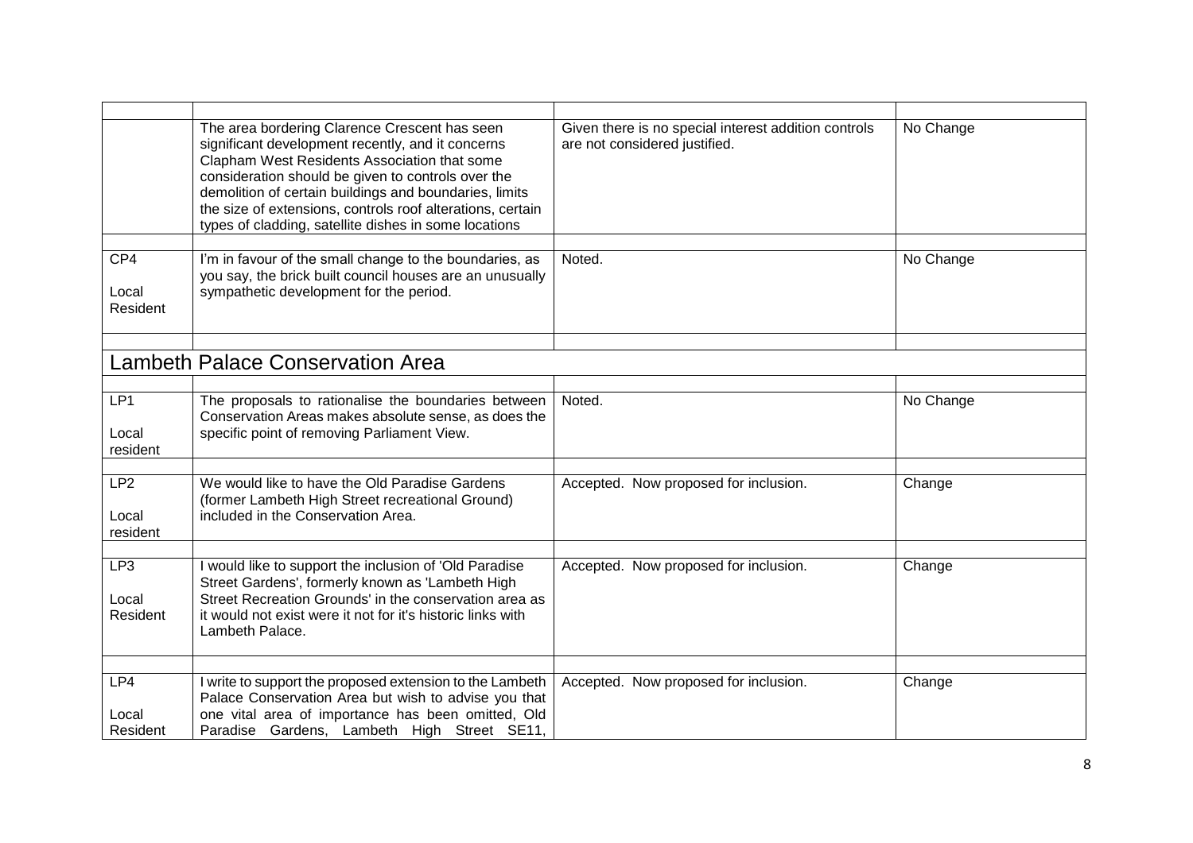| | | | |
|---|---|---|---|
| | The area bordering Clarence Crescent has seen significant development recently, and it concerns Clapham West Residents Association that some consideration should be given to controls over the demolition of certain buildings and boundaries, limits the size of extensions, controls roof alterations, certain types of cladding, satellite dishes in some locations | Given there is no special interest addition controls are not considered justified. | No Change |
| CP4<br><br>Local Resident | I'm in favour of the small change to the boundaries, as you say, the brick built council houses are an unusually sympathetic development for the period. | Noted. | No Change |

## Lambeth Palace Conservation Area

| | | | |
|---|---|---|---|
| LP1<br><br>Local resident | The proposals to rationalise the boundaries between Conservation Areas makes absolute sense, as does the specific point of removing Parliament View. | Noted. | No Change |
| LP2<br><br>Local resident | We would like to have the Old Paradise Gardens (former Lambeth High Street recreational Ground) included in the Conservation Area. | Accepted. Now proposed for inclusion. | Change |
| LP3<br><br>Local Resident | I would like to support the inclusion of 'Old Paradise Street Gardens', formerly known as 'Lambeth High Street Recreation Grounds' in the conservation area as it would not exist were it not for it's historic links with Lambeth Palace. | Accepted. Now proposed for inclusion. | Change |
| LP4<br><br>Local Resident | I write to support the proposed extension to the Lambeth Palace Conservation Area but wish to advise you that one vital area of importance has been omitted, Old Paradise Gardens, Lambeth High Street SE11, | Accepted. Now proposed for inclusion. | Change |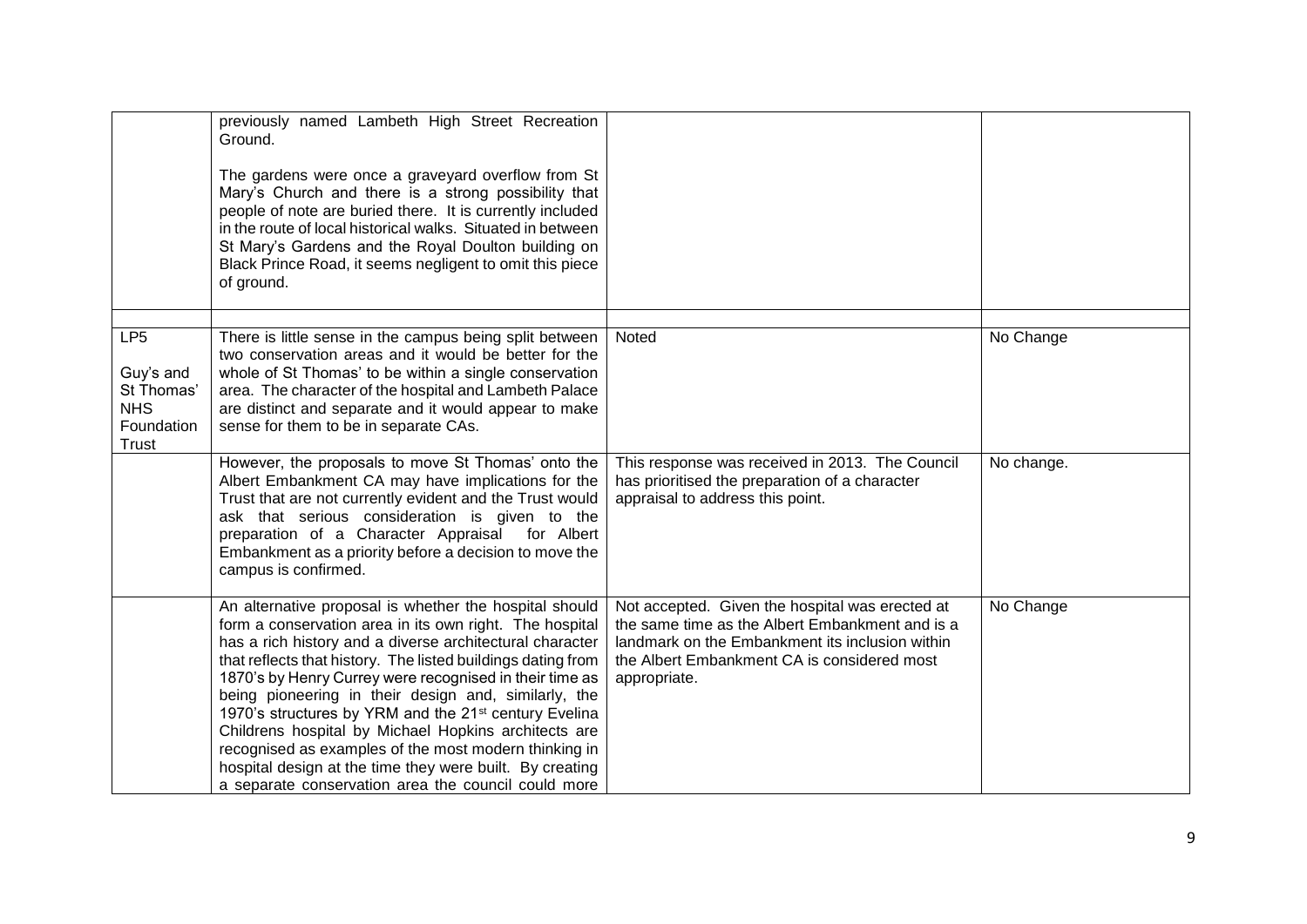| | | | |
|---|---|---|---|
| | previously named Lambeth High Street Recreation Ground.<br><br>The gardens were once a graveyard overflow from St Mary's Church and there is a strong possibility that people of note are buried there. It is currently included in the route of local historical walks. Situated in between St Mary's Gardens and the Royal Doulton building on Black Prince Road, it seems negligent to omit this piece of ground. | | |
| | | | |
| LP5<br><br>Guy's and St Thomas' NHS Foundation Trust | There is little sense in the campus being split between two conservation areas and it would be better for the whole of St Thomas' to be within a single conservation area. The character of the hospital and Lambeth Palace are distinct and separate and it would appear to make sense for them to be in separate CAs. | Noted | No Change |
| | However, the proposals to move St Thomas' onto the Albert Embankment CA may have implications for the Trust that are not currently evident and the Trust would ask that serious consideration is given to the preparation of a Character Appraisal for Albert Embankment as a priority before a decision to move the campus is confirmed. | This response was received in 2013. The Council has prioritised the preparation of a character appraisal to address this point. | No change. |
| | An alternative proposal is whether the hospital should form a conservation area in its own right. The hospital has a rich history and a diverse architectural character that reflects that history. The listed buildings dating from 1870's by Henry Currey were recognised in their time as being pioneering in their design and, similarly, the 1970's structures by YRM and the 21st century Evelina Childrens hospital by Michael Hopkins architects are recognised as examples of the most modern thinking in hospital design at the time they were built. By creating a separate conservation area the council could more | Not accepted. Given the hospital was erected at the same time as the Albert Embankment and is a landmark on the Embankment its inclusion within the Albert Embankment CA is considered most appropriate. | No Change |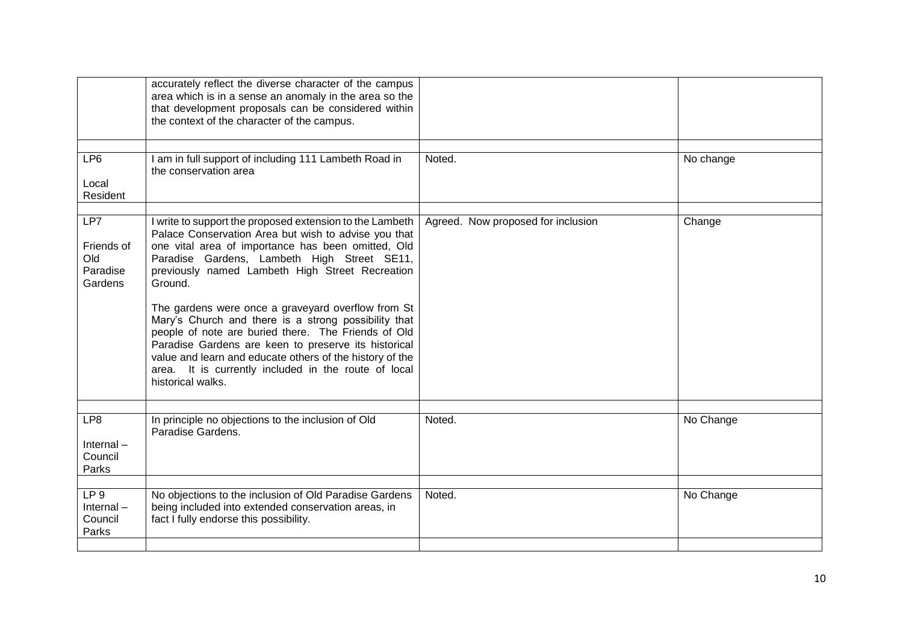| | | | |
|---|---|---|---|
| | accurately reflect the diverse character of the campus area which is in a sense an anomaly in the area so the that development proposals can be considered within the context of the character of the campus. | | |
| | | | |
| LP6<br><br>Local Resident | I am in full support of including 111 Lambeth Road in the conservation area | Noted. | No change |
| | | | |
| LP7<br><br>Friends of Old Paradise Gardens | I write to support the proposed extension to the Lambeth Palace Conservation Area but wish to advise you that one vital area of importance has been omitted, Old Paradise Gardens, Lambeth High Street SE11, previously named Lambeth High Street Recreation Ground.<br><br>The gardens were once a graveyard overflow from St Mary's Church and there is a strong possibility that people of note are buried there. The Friends of Old Paradise Gardens are keen to preserve its historical value and learn and educate others of the history of the area. It is currently included in the route of local historical walks. | Agreed. Now proposed for inclusion | Change |
| | | | |
| LP8<br><br>Internal – Council Parks | In principle no objections to the inclusion of Old Paradise Gardens. | Noted. | No Change |
| | | | |
| LP 9<br>Internal – Council Parks | No objections to the inclusion of Old Paradise Gardens being included into extended conservation areas, in fact I fully endorse this possibility. | Noted. | No Change |
| | | | |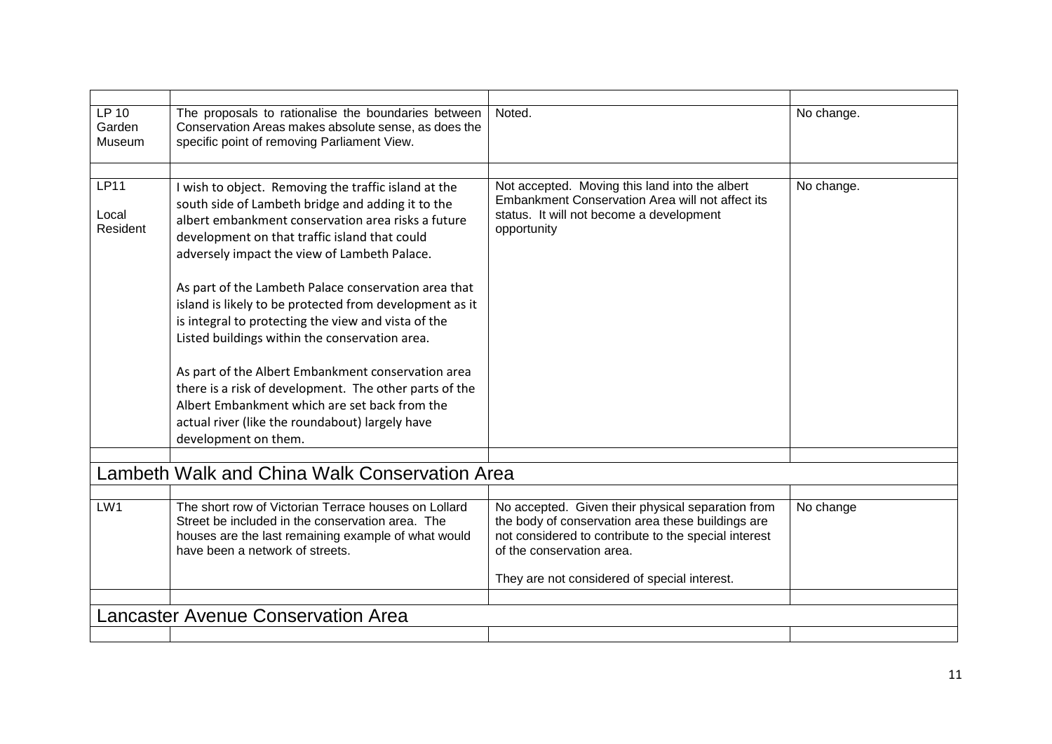| | | | |
|---|---|---|---|
| LP 10 Garden Museum | The proposals to rationalise the boundaries between Conservation Areas makes absolute sense, as does the specific point of removing Parliament View. | Noted. | No change. |
| | | | |
| LP11 Local Resident | I wish to object. Removing the traffic island at the south side of Lambeth bridge and adding it to the albert embankment conservation area risks a future development on that traffic island that could adversely impact the view of Lambeth Palace.<br><br>As part of the Lambeth Palace conservation area that island is likely to be protected from development as it is integral to protecting the view and vista of the Listed buildings within the conservation area.<br><br>As part of the Albert Embankment conservation area there is a risk of development. The other parts of the Albert Embankment which are set back from the actual river (like the roundabout) largely have development on them. | Not accepted. Moving this land into the albert Embankment Conservation Area will not affect its status. It will not become a development opportunity | No change. |
| | | | |
| **Lambeth Walk and China Walk Conservation Area** | | | |
| | | | |
| LW1 | The short row of Victorian Terrace houses on Lollard Street be included in the conservation area. The houses are the last remaining example of what would have been a network of streets. | No accepted. Given their physical separation from the body of conservation area these buildings are not considered to contribute to the special interest of the conservation area.<br><br>They are not considered of special interest. | No change |
| | | | |
| **Lancaster Avenue Conservation Area** | | | |
| | | | |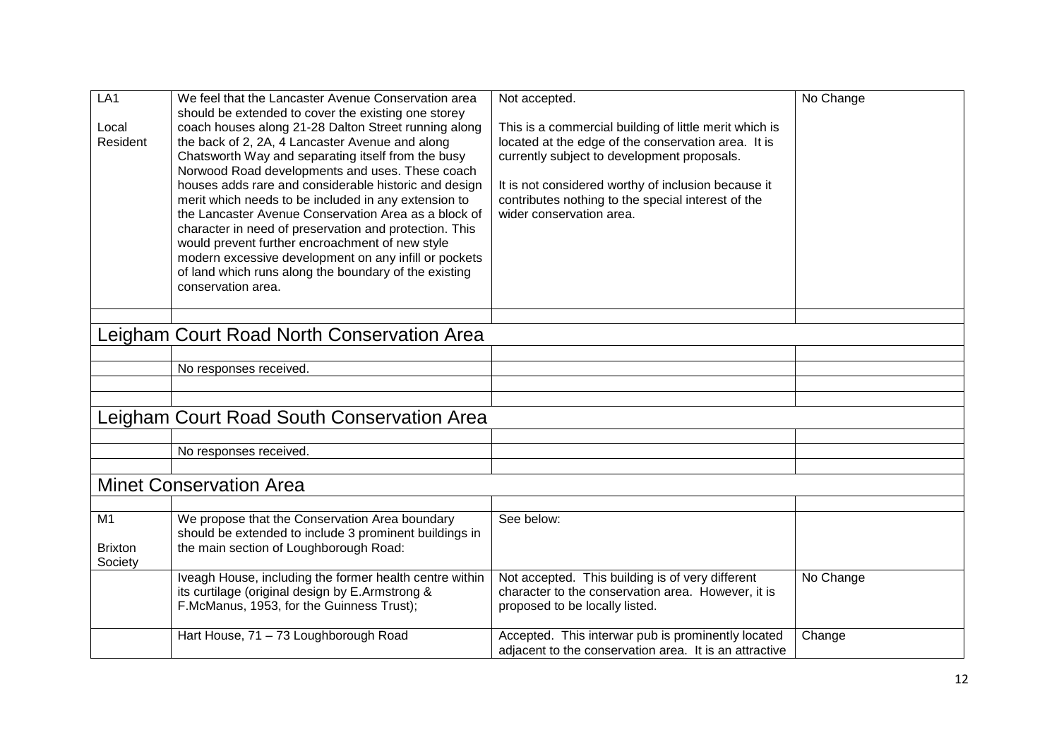| | | | |
|---|---|---|---|
| LA1<br><br>Local Resident | We feel that the Lancaster Avenue Conservation area should be extended to cover the existing one storey coach houses along 21-28 Dalton Street running along the back of 2, 2A, 4 Lancaster Avenue and along Chatsworth Way and separating itself from the busy Norwood Road developments and uses. These coach houses adds rare and considerable historic and design merit which needs to be included in any extension to the Lancaster Avenue Conservation Area as a block of character in need of preservation and protection. This would prevent further encroachment of new style modern excessive development on any infill or pockets of land which runs along the boundary of the existing conservation area. | Not accepted.<br><br>This is a commercial building of little merit which is located at the edge of the conservation area. It is currently subject to development proposals.<br><br>It is not considered worthy of inclusion because it contributes nothing to the special interest of the wider conservation area. | No Change |
| | | | |

## Leigham Court Road North Conservation Area

| | | | |
|---|---|---|---|
| | No responses received. | | |

## Leigham Court Road South Conservation Area

| | | | |
|---|---|---|---|
| | No responses received. | | |

## Minet Conservation Area

| | | | |
|---|---|---|---|
| M1<br><br>Brixton Society | We propose that the Conservation Area boundary should be extended to include 3 prominent buildings in the main section of Loughborough Road: | See below: | |
| | Iveagh House, including the former health centre within its curtilage (original design by E.Armstrong & F.McManus, 1953, for the Guinness Trust); | Not accepted. This building is of very different character to the conservation area. However, it is proposed to be locally listed. | No Change |
| | Hart House, 71 – 73 Loughborough Road | Accepted. This interwar pub is prominently located adjacent to the conservation area. It is an attractive | Change |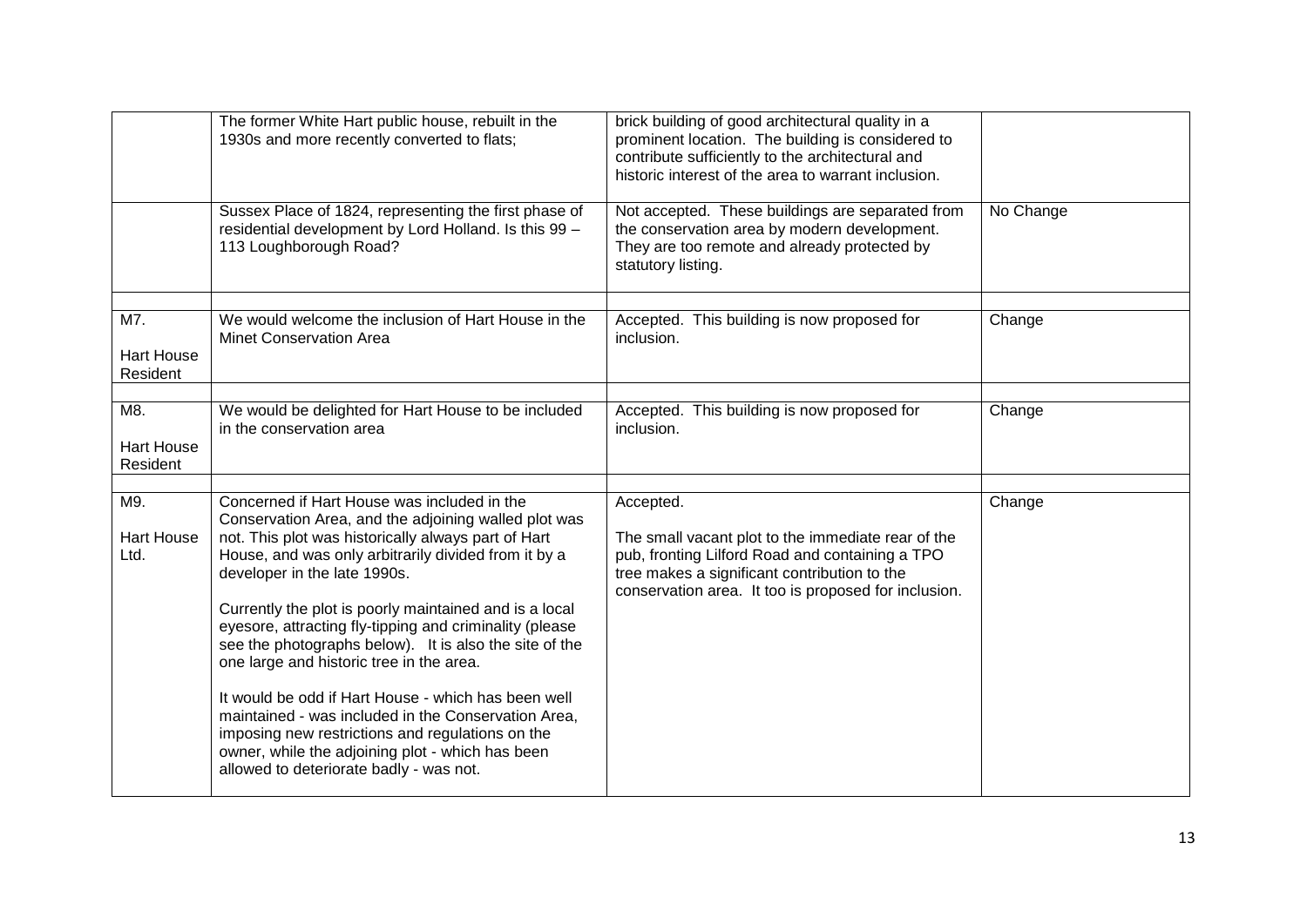|  |  |  |  |
|---|---|---|---|
|  | The former White Hart public house, rebuilt in the 1930s and more recently converted to flats; | brick building of good architectural quality in a prominent location. The building is considered to contribute sufficiently to the architectural and historic interest of the area to warrant inclusion. |  |
|  | Sussex Place of 1824, representing the first phase of residential development by Lord Holland. Is this 99 – 113 Loughborough Road? | Not accepted. These buildings are separated from the conservation area by modern development. They are too remote and already protected by statutory listing. | No Change |
|  |  |  |  |
| M7.<br><br>Hart House Resident | We would welcome the inclusion of Hart House in the Minet Conservation Area | Accepted. This building is now proposed for inclusion. | Change |
|  |  |  |  |
| M8.<br><br>Hart House Resident | We would be delighted for Hart House to be included in the conservation area | Accepted. This building is now proposed for inclusion. | Change |
|  |  |  |  |
| M9.<br><br>Hart House Ltd. | Concerned if Hart House was included in the Conservation Area, and the adjoining walled plot was not. This plot was historically always part of Hart House, and was only arbitrarily divided from it by a developer in the late 1990s.<br><br>Currently the plot is poorly maintained and is a local eyesore, attracting fly-tipping and criminality (please see the photographs below). It is also the site of the one large and historic tree in the area.<br><br>It would be odd if Hart House - which has been well maintained - was included in the Conservation Area, imposing new restrictions and regulations on the owner, while the adjoining plot - which has been allowed to deteriorate badly - was not. | Accepted.<br><br>The small vacant plot to the immediate rear of the pub, fronting Lilford Road and containing a TPO tree makes a significant contribution to the conservation area. It too is proposed for inclusion. | Change |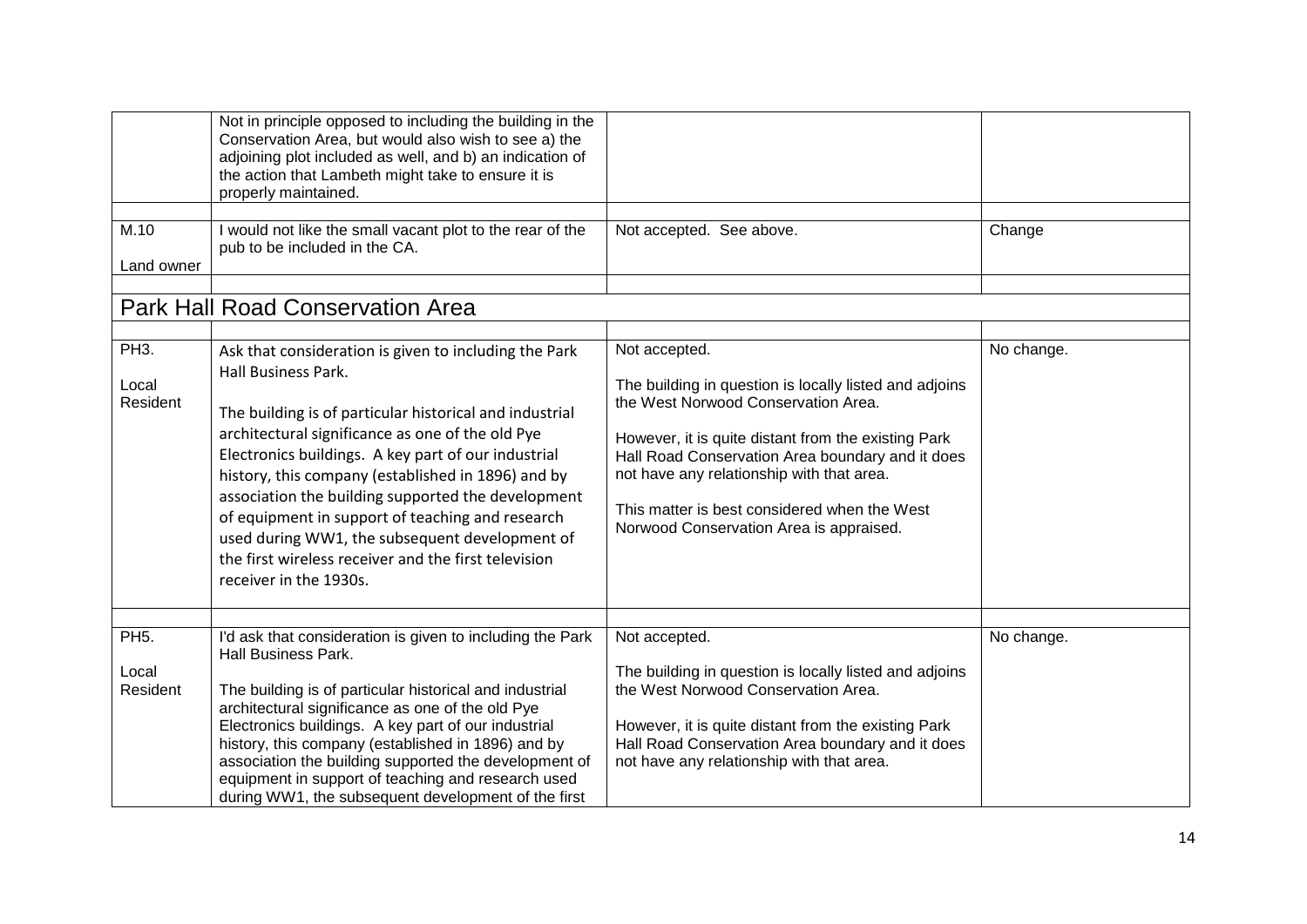| | | | |
|---|---|---|---|
| | Not in principle opposed to including the building in the Conservation Area, but would also wish to see a) the adjoining plot included as well, and b) an indication of the action that Lambeth might take to ensure it is properly maintained. | | |
| | | | |
| M.10<br><br>Land owner | I would not like the small vacant plot to the rear of the pub to be included in the CA. | Not accepted. See above. | Change |
| | | | |
| **Park Hall Road Conservation Area** | | | |
| | | | |
| PH3.<br><br>Local Resident | Ask that consideration is given to including the Park Hall Business Park.<br><br>The building is of particular historical and industrial architectural significance as one of the old Pye Electronics buildings. A key part of our industrial history, this company (established in 1896) and by association the building supported the development of equipment in support of teaching and research used during WW1, the subsequent development of the first wireless receiver and the first television receiver in the 1930s. | Not accepted.<br><br>The building in question is locally listed and adjoins the West Norwood Conservation Area.<br><br>However, it is quite distant from the existing Park Hall Road Conservation Area boundary and it does not have any relationship with that area.<br><br>This matter is best considered when the West Norwood Conservation Area is appraised. | No change. |
| | | | |
| PH5.<br><br>Local Resident | I'd ask that consideration is given to including the Park Hall Business Park.<br><br>The building is of particular historical and industrial architectural significance as one of the old Pye Electronics buildings. A key part of our industrial history, this company (established in 1896) and by association the building supported the development of equipment in support of teaching and research used during WW1, the subsequent development of the first | Not accepted.<br><br>The building in question is locally listed and adjoins the West Norwood Conservation Area.<br><br>However, it is quite distant from the existing Park Hall Road Conservation Area boundary and it does not have any relationship with that area. | No change. |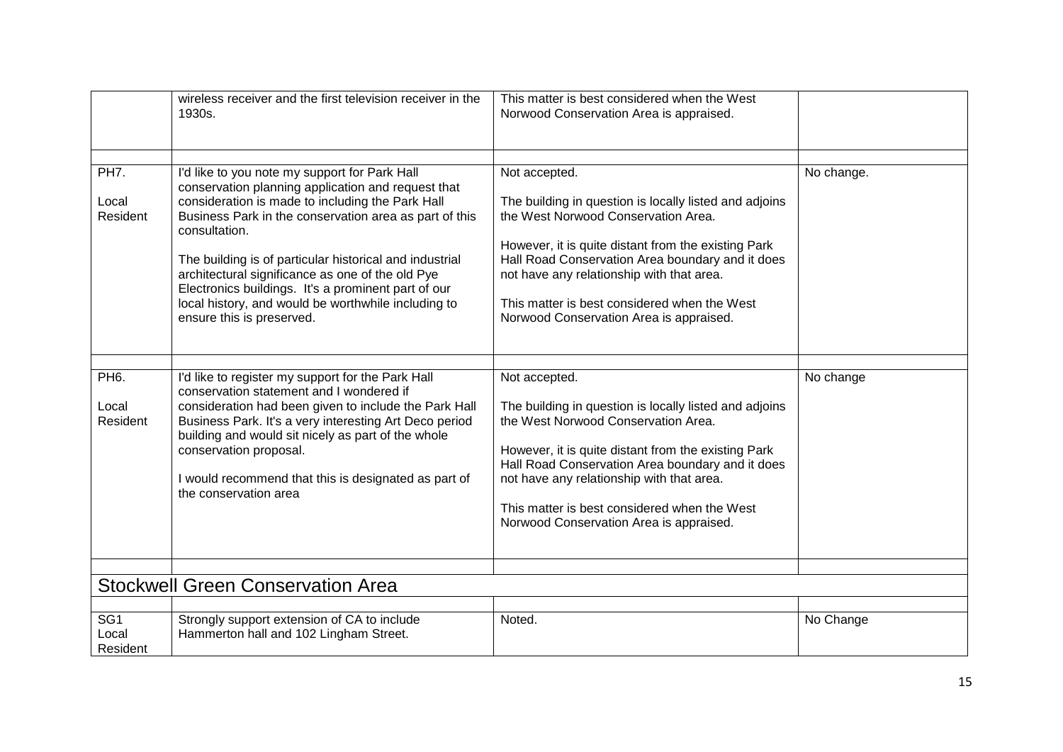| | | | |
|---|---|---|---|
| | wireless receiver and the first television receiver in the 1930s. | This matter is best considered when the West Norwood Conservation Area is appraised. | |
| | | | |
| PH7.<br><br>Local Resident | I'd like to you note my support for Park Hall conservation planning application and request that consideration is made to including the Park Hall Business Park in the conservation area as part of this consultation.<br><br>The building is of particular historical and industrial architectural significance as one of the old Pye Electronics buildings. It's a prominent part of our local history, and would be worthwhile including to ensure this is preserved. | Not accepted.<br><br>The building in question is locally listed and adjoins the West Norwood Conservation Area.<br><br>However, it is quite distant from the existing Park Hall Road Conservation Area boundary and it does not have any relationship with that area.<br><br>This matter is best considered when the West Norwood Conservation Area is appraised. | No change. |
| | | | |
| PH6.<br><br>Local Resident | I'd like to register my support for the Park Hall conservation statement and I wondered if consideration had been given to include the Park Hall Business Park. It's a very interesting Art Deco period building and would sit nicely as part of the whole conservation proposal.<br><br>I would recommend that this is designated as part of the conservation area | Not accepted.<br><br>The building in question is locally listed and adjoins the West Norwood Conservation Area.<br><br>However, it is quite distant from the existing Park Hall Road Conservation Area boundary and it does not have any relationship with that area.<br><br>This matter is best considered when the West Norwood Conservation Area is appraised. | No change |
| | | | |
| **Stockwell Green Conservation Area** | | | |
| | | | |
| SG1<br>Local Resident | Strongly support extension of CA to include Hammerton hall and 102 Lingham Street. | Noted. | No Change |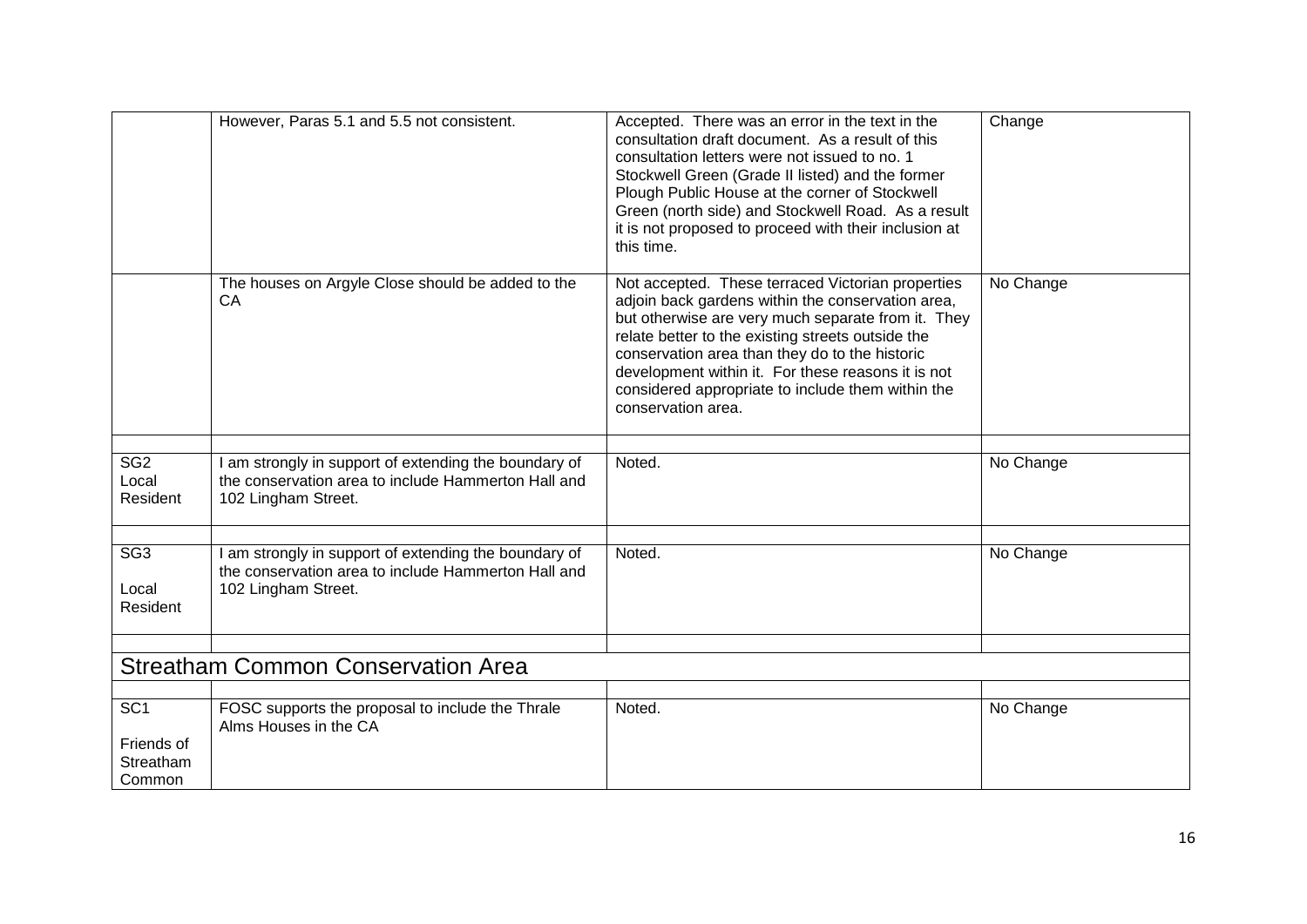| | | | |
|---|---|---|---|
| | However, Paras 5.1 and 5.5 not consistent. | Accepted. There was an error in the text in the consultation draft document. As a result of this consultation letters were not issued to no. 1 Stockwell Green (Grade II listed) and the former Plough Public House at the corner of Stockwell Green (north side) and Stockwell Road. As a result it is not proposed to proceed with their inclusion at this time. | Change |
| | The houses on Argyle Close should be added to the CA | Not accepted. These terraced Victorian properties adjoin back gardens within the conservation area, but otherwise are very much separate from it. They relate better to the existing streets outside the conservation area than they do to the historic development within it. For these reasons it is not considered appropriate to include them within the conservation area. | No Change |
| | | | |
| SG2 Local Resident | I am strongly in support of extending the boundary of the conservation area to include Hammerton Hall and 102 Lingham Street. | Noted. | No Change |
| | | | |
| SG3 Local Resident | I am strongly in support of extending the boundary of the conservation area to include Hammerton Hall and 102 Lingham Street. | Noted. | No Change |
| | | | |
| **Streatham Common Conservation Area** | | | |
| | | | |
| SC1 Friends of Streatham Common | FOSC supports the proposal to include the Thrale Alms Houses in the CA | Noted. | No Change |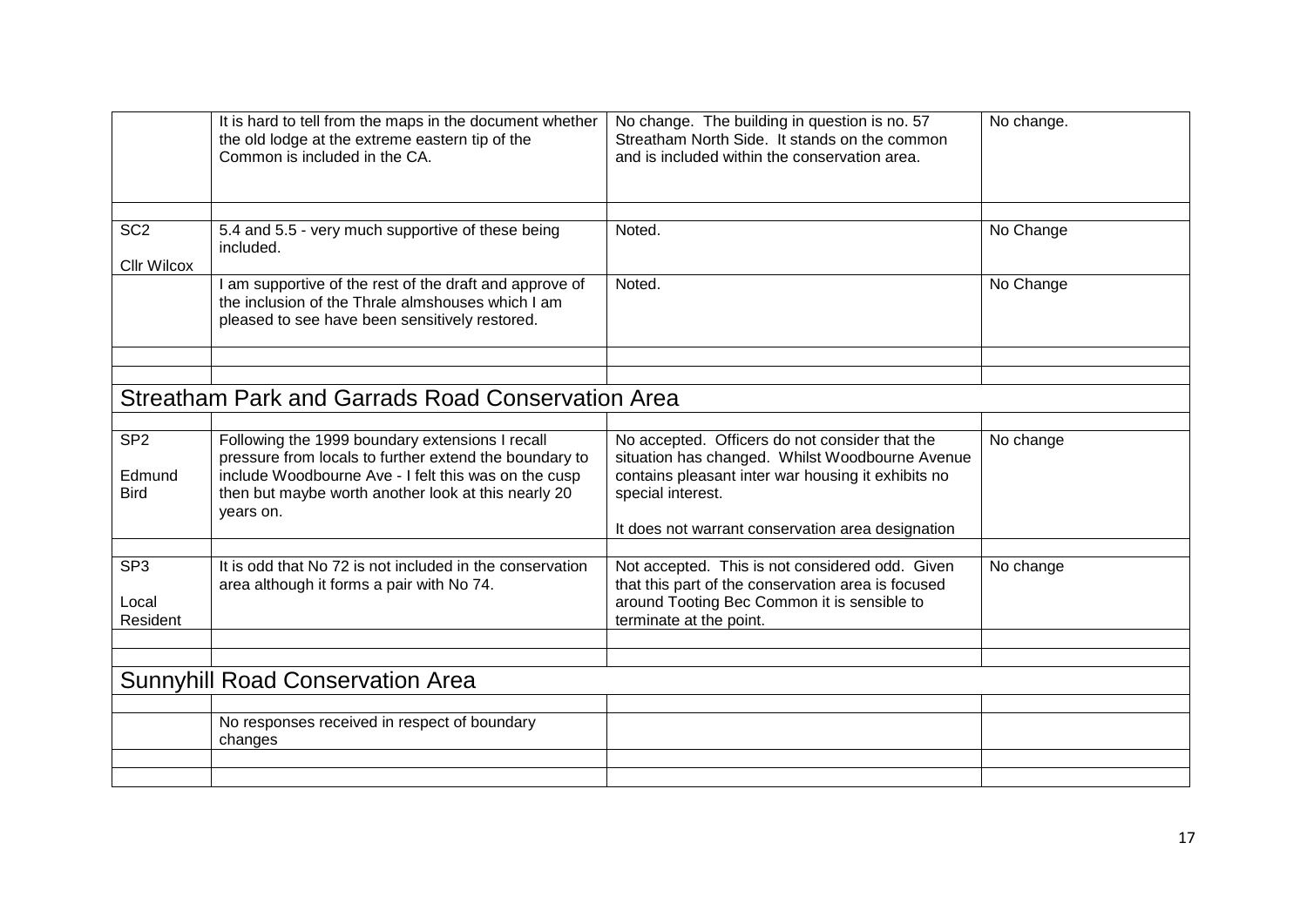| | | | |
|---|---|---|---|
| | It is hard to tell from the maps in the document whether the old lodge at the extreme eastern tip of the Common is included in the CA. | No change. The building in question is no. 57 Streatham North Side. It stands on the common and is included within the conservation area. | No change. |
| | | | |
| SC2<br><br>Cllr Wilcox | 5.4 and 5.5 - very much supportive of these being included. | Noted. | No Change |
| | I am supportive of the rest of the draft and approve of the inclusion of the Thrale almshouses which I am pleased to see have been sensitively restored. | Noted. | No Change |
| | | | |
| | | | |

## Streatham Park and Garrads Road Conservation Area

| | | | |
|---|---|---|---|
| | | | |
| SP2<br><br>Edmund Bird | Following the 1999 boundary extensions I recall pressure from locals to further extend the boundary to include Woodbourne Ave - I felt this was on the cusp then but maybe worth another look at this nearly 20 years on. | No accepted. Officers do not consider that the situation has changed. Whilst Woodbourne Avenue contains pleasant inter war housing it exhibits no special interest.<br><br>It does not warrant conservation area designation | No change |
| | | | |
| SP3<br><br>Local Resident | It is odd that No 72 is not included in the conservation area although it forms a pair with No 74. | Not accepted. This is not considered odd. Given that this part of the conservation area is focused around Tooting Bec Common it is sensible to terminate at the point. | No change |
| | | | |
| | | | |

## Sunnyhill Road Conservation Area

| | | | |
|---|---|---|---|
| | | | |
| | No responses received in respect of boundary changes | | |
| | | | |
| | | | |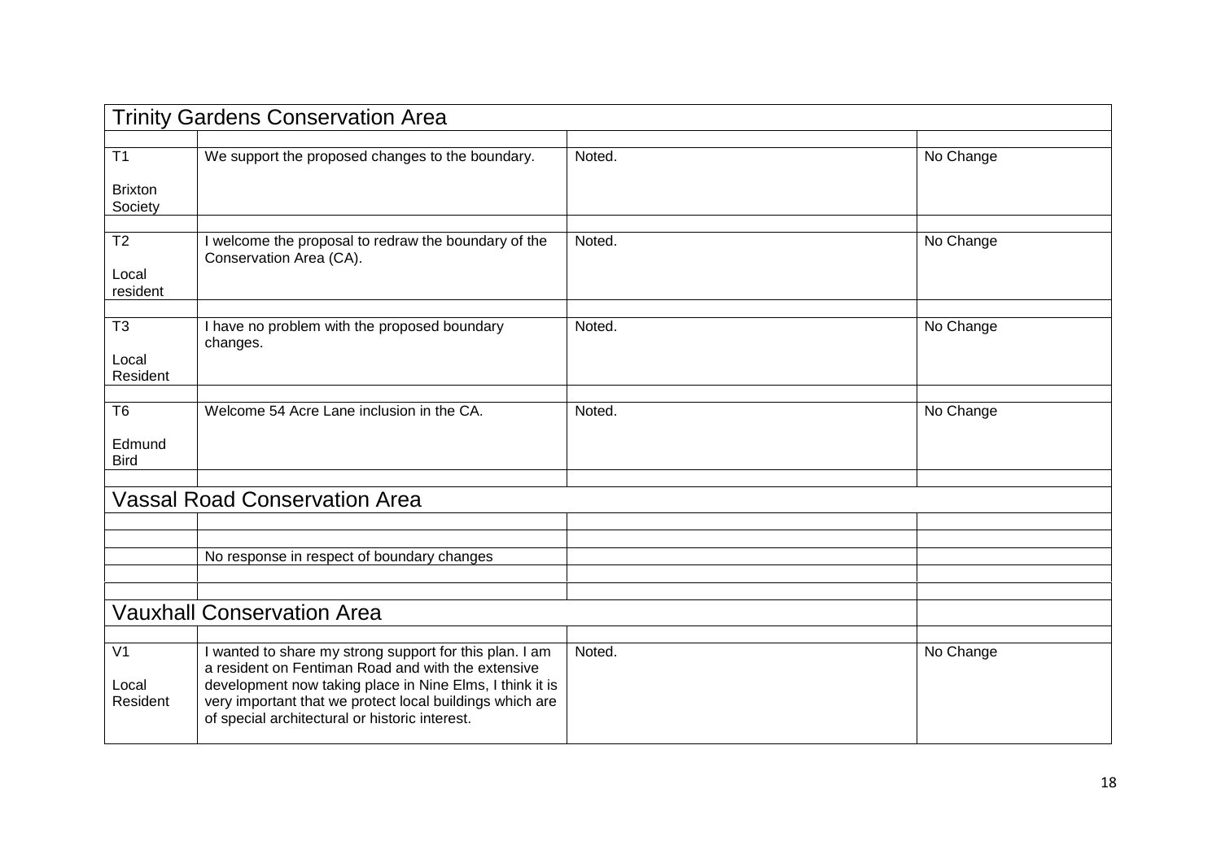| Trinity Gardens Conservation Area | | | |
|---|---|---|---|
| | | | |
| T1<br><br>Brixton Society | We support the proposed changes to the boundary. | Noted. | No Change |
| | | | |
| T2<br><br>Local resident | I welcome the proposal to redraw the boundary of the Conservation Area (CA). | Noted. | No Change |
| | | | |
| T3<br><br>Local Resident | I have no problem with the proposed boundary changes. | Noted. | No Change |
| | | | |
| T6<br><br>Edmund Bird | Welcome 54 Acre Lane inclusion in the CA. | Noted. | No Change |
| | | | |
| **Vassal Road Conservation Area** | | | |
| | | | |
| | | | |
| | No response in respect of boundary changes | | |
| | | | |
| | | | |
| **Vauxhall Conservation Area** | | | |
| | | | |
| V1<br><br>Local Resident | I wanted to share my strong support for this plan. I am a resident on Fentiman Road and with the extensive development now taking place in Nine Elms, I think it is very important that we protect local buildings which are of special architectural or historic interest. | Noted. | No Change |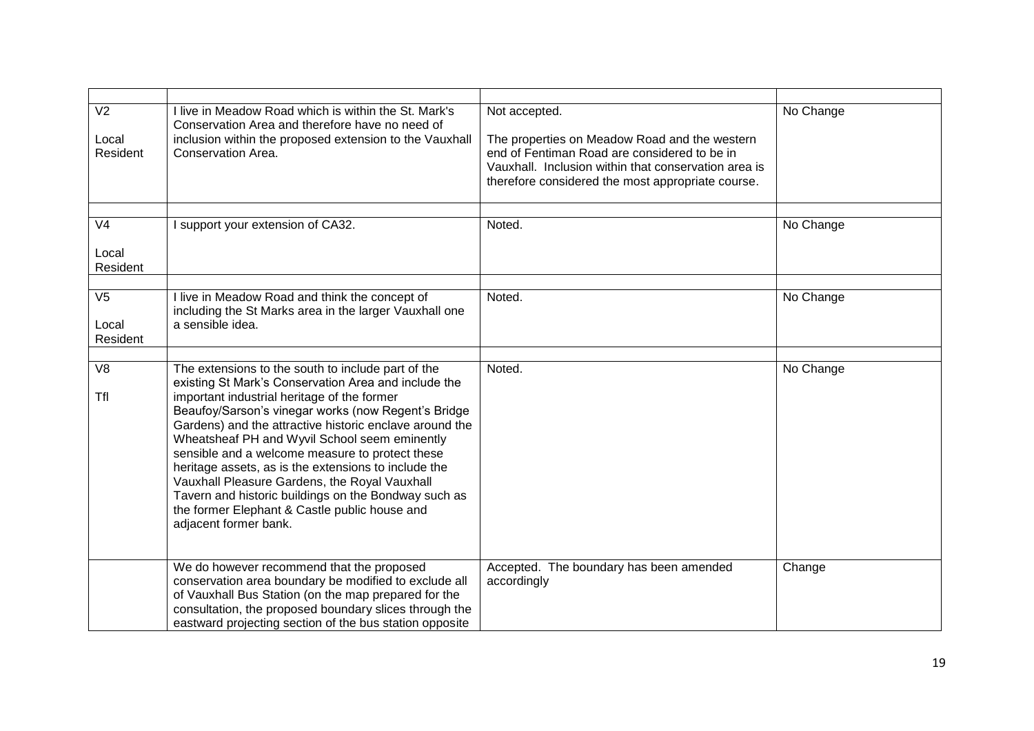| | | | |
|---|---|---|---|
| V2<br><br>Local Resident | I live in Meadow Road which is within the St. Mark's Conservation Area and therefore have no need of inclusion within the proposed extension to the Vauxhall Conservation Area. | Not accepted.<br><br>The properties on Meadow Road and the western end of Fentiman Road are considered to be in Vauxhall. Inclusion within that conservation area is therefore considered the most appropriate course. | No Change |
| | | | |
| V4<br><br>Local Resident | I support your extension of CA32. | Noted. | No Change |
| | | | |
| V5<br><br>Local Resident | I live in Meadow Road and think the concept of including the St Marks area in the larger Vauxhall one a sensible idea. | Noted. | No Change |
| | | | |
| V8<br><br>Tfl | The extensions to the south to include part of the existing St Mark's Conservation Area and include the important industrial heritage of the former Beaufoy/Sarson's vinegar works (now Regent's Bridge Gardens) and the attractive historic enclave around the Wheatsheaf PH and Wyvil School seem eminently sensible and a welcome measure to protect these heritage assets, as is the extensions to include the Vauxhall Pleasure Gardens, the Royal Vauxhall Tavern and historic buildings on the Bondway such as the former Elephant & Castle public house and adjacent former bank. | Noted. | No Change |
| | We do however recommend that the proposed conservation area boundary be modified to exclude all of Vauxhall Bus Station (on the map prepared for the consultation, the proposed boundary slices through the eastward projecting section of the bus station opposite | Accepted. The boundary has been amended accordingly | Change |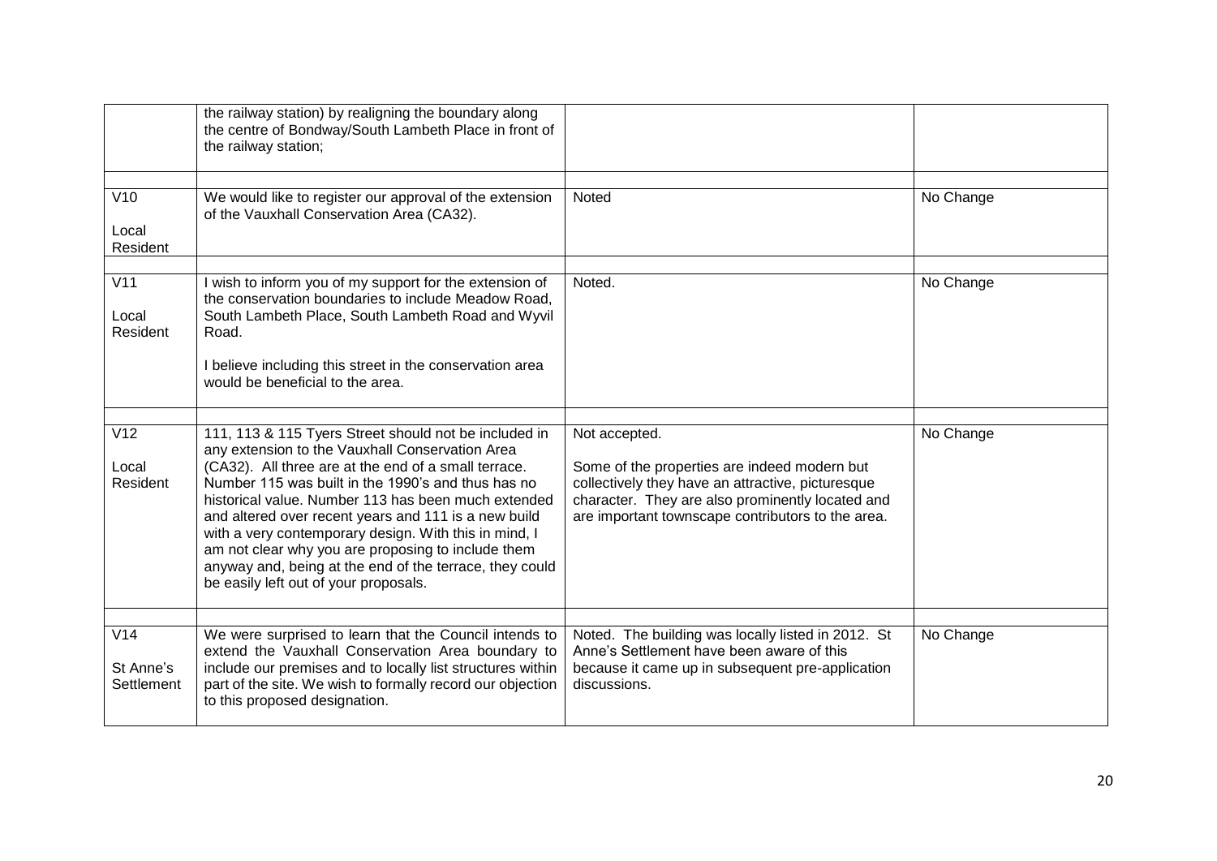| | | | |
|---|---|---|---|
| | the railway station) by realigning the boundary along the centre of Bondway/South Lambeth Place in front of the railway station; | | |
| V10<br><br>Local Resident | We would like to register our approval of the extension of the Vauxhall Conservation Area (CA32). | Noted | No Change |
| V11<br><br>Local Resident | I wish to inform you of my support for the extension of the conservation boundaries to include Meadow Road, South Lambeth Place, South Lambeth Road and Wyvil Road.<br><br>I believe including this street in the conservation area would be beneficial to the area. | Noted. | No Change |
| V12<br><br>Local Resident | 111, 113 & 115 Tyers Street should not be included in any extension to the Vauxhall Conservation Area (CA32). All three are at the end of a small terrace. Number 115 was built in the 1990's and thus has no historical value. Number 113 has been much extended and altered over recent years and 111 is a new build with a very contemporary design. With this in mind, I am not clear why you are proposing to include them anyway and, being at the end of the terrace, they could be easily left out of your proposals. | Not accepted.<br><br>Some of the properties are indeed modern but collectively they have an attractive, picturesque character. They are also prominently located and are important townscape contributors to the area. | No Change |
| V14<br><br>St Anne's Settlement | We were surprised to learn that the Council intends to extend the Vauxhall Conservation Area boundary to include our premises and to locally list structures within part of the site. We wish to formally record our objection to this proposed designation. | Noted. The building was locally listed in 2012. St Anne's Settlement have been aware of this because it came up in subsequent pre-application discussions. | No Change |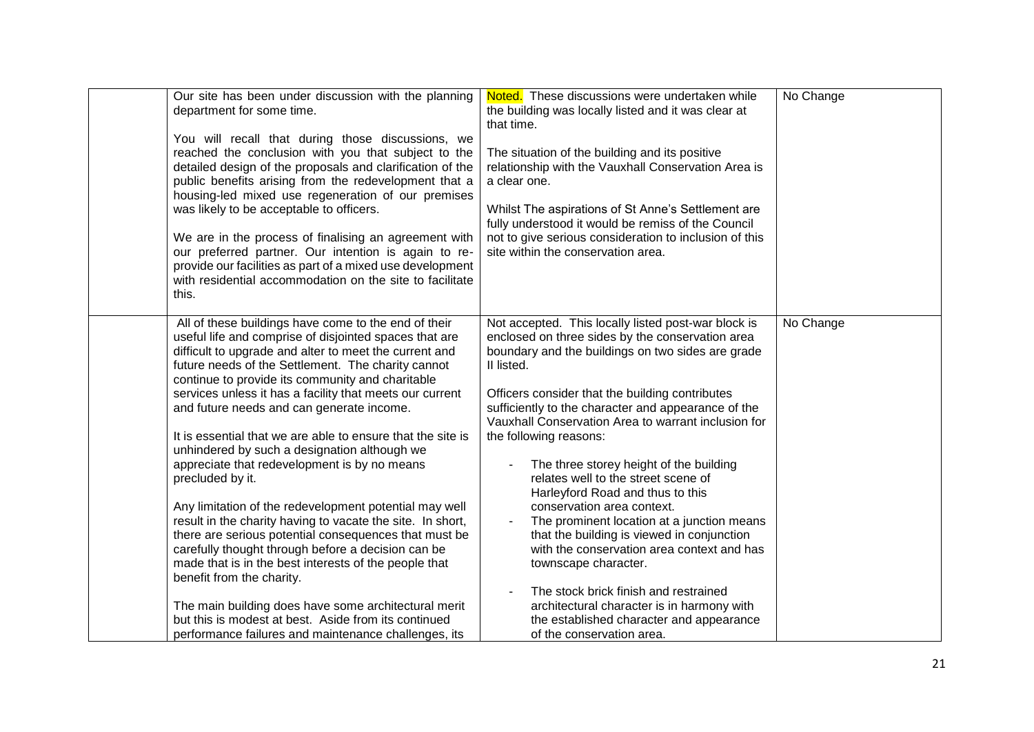|  |  |  |  |
| --- | --- | --- | --- |
|  | Our site has been under discussion with the planning department for some time.<br><br>You will recall that during those discussions, we reached the conclusion with you that subject to the detailed design of the proposals and clarification of the public benefits arising from the redevelopment that a housing-led mixed use regeneration of our premises was likely to be acceptable to officers.<br><br>We are in the process of finalising an agreement with our preferred partner. Our intention is again to re-provide our facilities as part of a mixed use development with residential accommodation on the site to facilitate this. | Noted. These discussions were undertaken while the building was locally listed and it was clear at that time.<br><br>The situation of the building and its positive relationship with the Vauxhall Conservation Area is a clear one.<br><br>Whilst The aspirations of St Anne's Settlement are fully understood it would be remiss of the Council not to give serious consideration to inclusion of this site within the conservation area. | No Change |
|  | All of these buildings have come to the end of their useful life and comprise of disjointed spaces that are difficult to upgrade and alter to meet the current and future needs of the Settlement. The charity cannot continue to provide its community and charitable services unless it has a facility that meets our current and future needs and can generate income.<br><br>It is essential that we are able to ensure that the site is unhindered by such a designation although we appreciate that redevelopment is by no means precluded by it.<br><br>Any limitation of the redevelopment potential may well result in the charity having to vacate the site. In short, there are serious potential consequences that must be carefully thought through before a decision can be made that is in the best interests of the people that benefit from the charity.<br><br>The main building does have some architectural merit but this is modest at best. Aside from its continued performance failures and maintenance challenges, its | Not accepted. This locally listed post-war block is enclosed on three sides by the conservation area boundary and the buildings on two sides are grade II listed.<br><br>Officers consider that the building contributes sufficiently to the character and appearance of the Vauxhall Conservation Area to warrant inclusion for the following reasons:<br><br>- The three storey height of the building relates well to the street scene of Harleyford Road and thus to this conservation area context.<br>- The prominent location at a junction means that the building is viewed in conjunction with the conservation area context and has townscape character.<br>- The stock brick finish and restrained architectural character is in harmony with the established character and appearance of the conservation area. | No Change |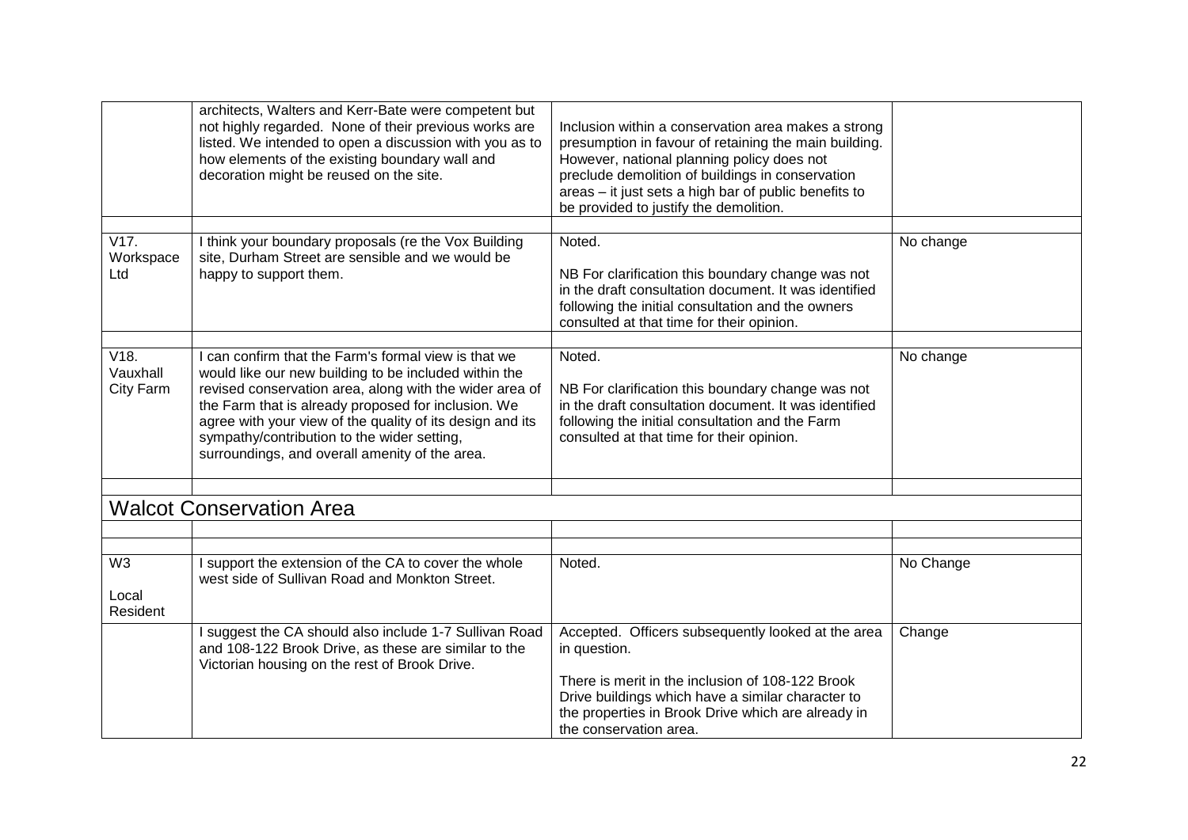| | | | |
|---|---|---|---|
| | architects, Walters and Kerr-Bate were competent but not highly regarded. None of their previous works are listed. We intended to open a discussion with you as to how elements of the existing boundary wall and decoration might be reused on the site. | Inclusion within a conservation area makes a strong presumption in favour of retaining the main building. However, national planning policy does not preclude demolition of buildings in conservation areas – it just sets a high bar of public benefits to be provided to justify the demolition. | |
| | | | |
| V17. Workspace Ltd | I think your boundary proposals (re the Vox Building site, Durham Street are sensible and we would be happy to support them. | Noted.<br><br>NB For clarification this boundary change was not in the draft consultation document. It was identified following the initial consultation and the owners consulted at that time for their opinion. | No change |
| | | | |
| V18. Vauxhall City Farm | I can confirm that the Farm's formal view is that we would like our new building to be included within the revised conservation area, along with the wider area of the Farm that is already proposed for inclusion. We agree with your view of the quality of its design and its sympathy/contribution to the wider setting, surroundings, and overall amenity of the area. | Noted.<br><br>NB For clarification this boundary change was not in the draft consultation document. It was identified following the initial consultation and the Farm consulted at that time for their opinion. | No change |
| | | | |
| **Walcot Conservation Area** | | | |
| | | | |
| | | | |
| W3<br><br>Local Resident | I support the extension of the CA to cover the whole west side of Sullivan Road and Monkton Street. | Noted. | No Change |
| | I suggest the CA should also include 1-7 Sullivan Road and 108-122 Brook Drive, as these are similar to the Victorian housing on the rest of Brook Drive. | Accepted. Officers subsequently looked at the area in question.<br><br>There is merit in the inclusion of 108-122 Brook Drive buildings which have a similar character to the properties in Brook Drive which are already in the conservation area. | Change |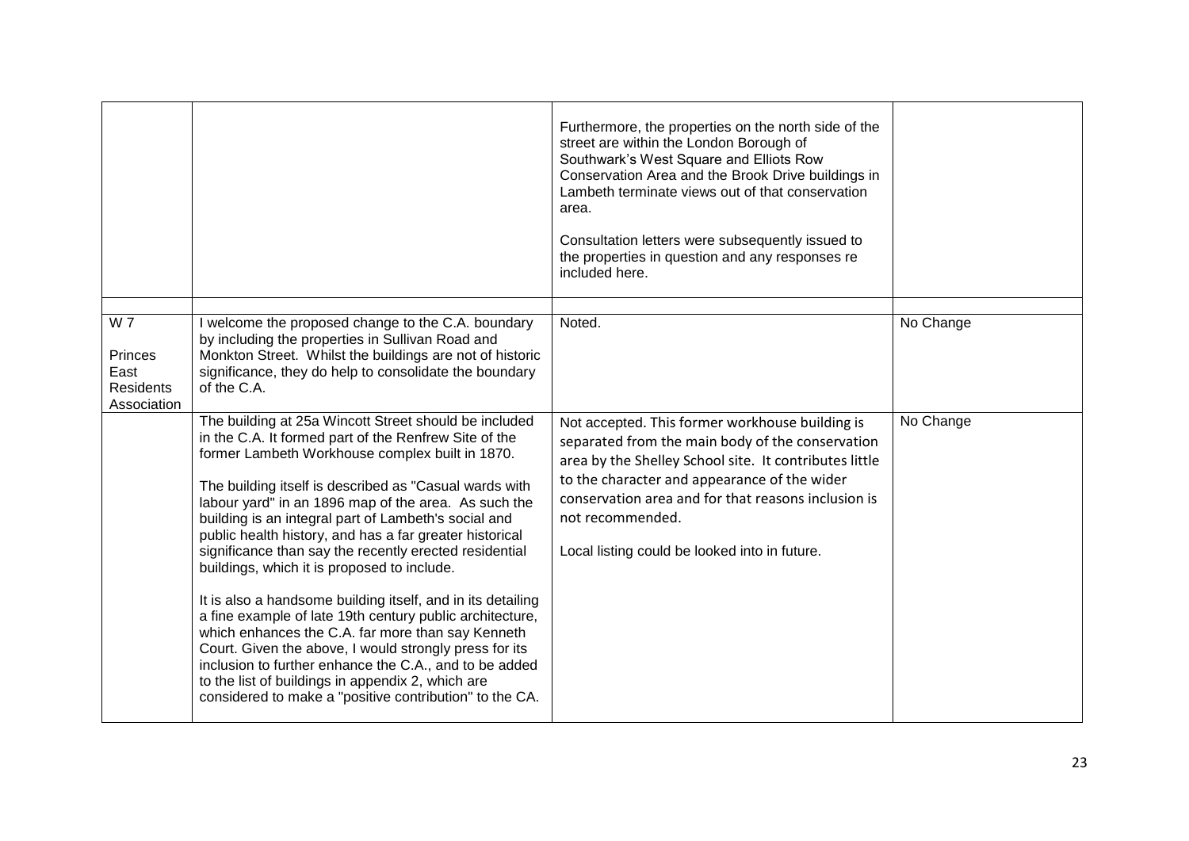| | | | |
|---|---|---|---|
| | | Furthermore, the properties on the north side of the street are within the London Borough of Southwark's West Square and Elliots Row Conservation Area and the Brook Drive buildings in Lambeth terminate views out of that conservation area.<br><br>Consultation letters were subsequently issued to the properties in question and any responses re included here. | |
| | | | |
| W 7<br><br>Princes East Residents Association | I welcome the proposed change to the C.A. boundary by including the properties in Sullivan Road and Monkton Street. Whilst the buildings are not of historic significance, they do help to consolidate the boundary of the C.A. | Noted. | No Change |
| | The building at 25a Wincott Street should be included in the C.A. It formed part of the Renfrew Site of the former Lambeth Workhouse complex built in 1870.<br><br>The building itself is described as "Casual wards with labour yard" in an 1896 map of the area. As such the building is an integral part of Lambeth's social and public health history, and has a far greater historical significance than say the recently erected residential buildings, which it is proposed to include.<br><br>It is also a handsome building itself, and in its detailing a fine example of late 19th century public architecture, which enhances the C.A. far more than say Kenneth Court. Given the above, I would strongly press for its inclusion to further enhance the C.A., and to be added to the list of buildings in appendix 2, which are considered to make a "positive contribution" to the CA. | Not accepted. This former workhouse building is separated from the main body of the conservation area by the Shelley School site. It contributes little to the character and appearance of the wider conservation area and for that reasons inclusion is not recommended.<br><br>Local listing could be looked into in future. | No Change |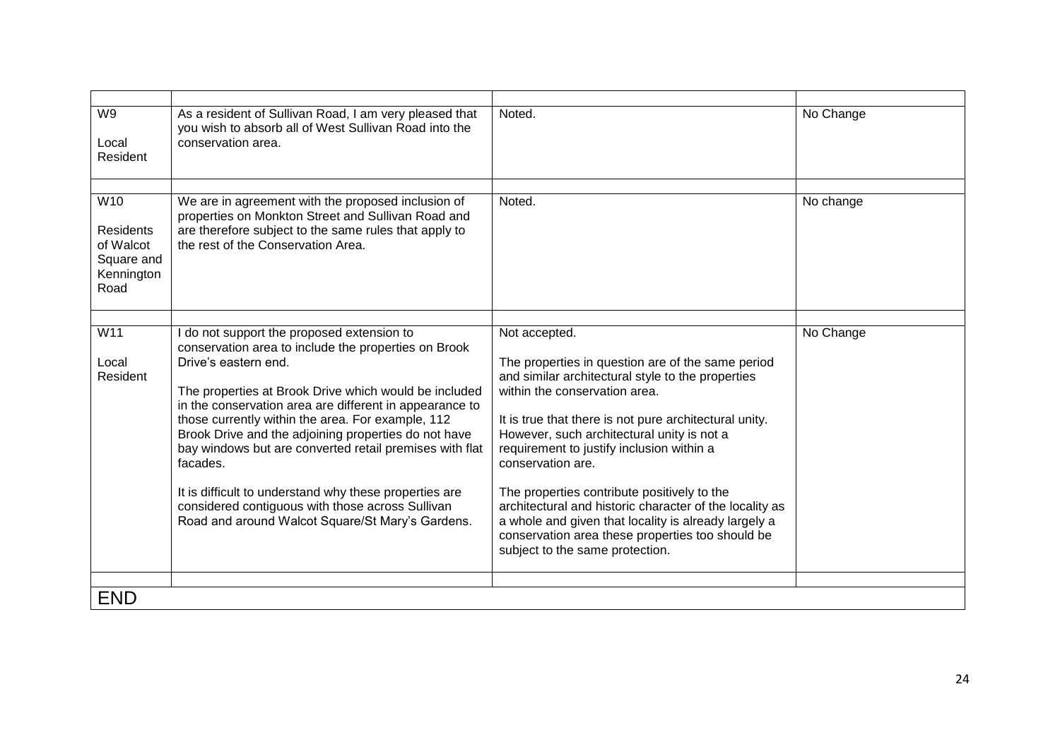| | | | |
|---|---|---|---|
| | | | |
| W9<br><br>Local Resident | As a resident of Sullivan Road, I am very pleased that you wish to absorb all of West Sullivan Road into the conservation area. | Noted. | No Change |
| | | | |
| W10<br><br>Residents of Walcot Square and Kennington Road | We are in agreement with the proposed inclusion of properties on Monkton Street and Sullivan Road and are therefore subject to the same rules that apply to the rest of the Conservation Area. | Noted. | No change |
| | | | |
| W11<br><br>Local Resident | I do not support the proposed extension to conservation area to include the properties on Brook Drive's eastern end.<br><br>The properties at Brook Drive which would be included in the conservation area are different in appearance to those currently within the area. For example, 112 Brook Drive and the adjoining properties do not have bay windows but are converted retail premises with flat facades.<br><br>It is difficult to understand why these properties are considered contiguous with those across Sullivan Road and around Walcot Square/St Mary's Gardens. | Not accepted.<br><br>The properties in question are of the same period and similar architectural style to the properties within the conservation area.<br><br>It is true that there is not pure architectural unity. However, such architectural unity is not a requirement to justify inclusion within a conservation are.<br><br>The properties contribute positively to the architectural and historic character of the locality as a whole and given that locality is already largely a conservation area these properties too should be subject to the same protection. | No Change |
| | | | |
| END | | | |